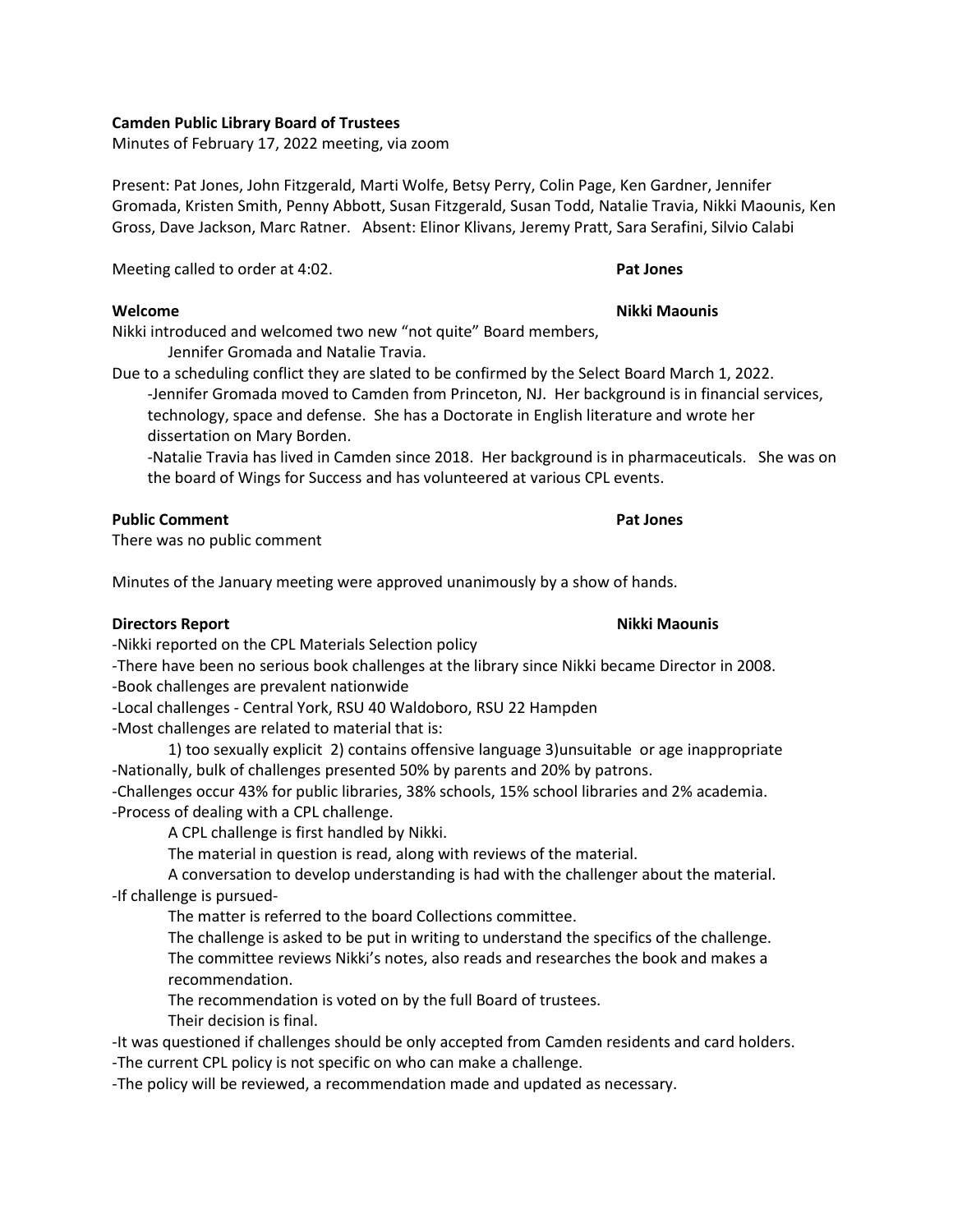**Camden Public Library Board of Trustees**

Minutes of February 17, 2022 meeting, via zoom

Present: Pat Jones, John Fitzgerald, Marti Wolfe, Betsy Perry, Colin Page, Ken Gardner, Jennifer Gromada, Kristen Smith, Penny Abbott, Susan Fitzgerald, Susan Todd, Natalie Travia, Nikki Maounis, Ken Gross, Dave Jackson, Marc Ratner. Absent: Elinor Klivans, Jeremy Pratt, Sara Serafini, Silvio Calabi

Meeting called to order at 4:02. **Pat Jones**

**Welcome** **Nikki Maounis**

Nikki introduced and welcomed two new "not quite" Board members,
Jennifer Gromada and Natalie Travia.

Due to a scheduling conflict they are slated to be confirmed by the Select Board March 1, 2022.

-Jennifer Gromada moved to Camden from Princeton, NJ. Her background is in financial services, technology, space and defense. She has a Doctorate in English literature and wrote her dissertation on Mary Borden.

-Natalie Travia has lived in Camden since 2018. Her background is in pharmaceuticals. She was on the board of Wings for Success and has volunteered at various CPL events.

**Public Comment** **Pat Jones**

There was no public comment

Minutes of the January meeting were approved unanimously by a show of hands.

**Directors Report** **Nikki Maounis**

-Nikki reported on the CPL Materials Selection policy

-There have been no serious book challenges at the library since Nikki became Director in 2008.

-Book challenges are prevalent nationwide

-Local challenges - Central York, RSU 40 Waldoboro, RSU 22 Hampden

-Most challenges are related to material that is:

1) too sexually explicit 2) contains offensive language 3)unsuitable or age inappropriate

-Nationally, bulk of challenges presented 50% by parents and 20% by patrons.

-Challenges occur 43% for public libraries, 38% schools, 15% school libraries and 2% academia.

-Process of dealing with a CPL challenge.

A CPL challenge is first handled by Nikki.

The material in question is read, along with reviews of the material.

A conversation to develop understanding is had with the challenger about the material.

-If challenge is pursued-

The matter is referred to the board Collections committee.

The challenge is asked to be put in writing to understand the specifics of the challenge.

The committee reviews Nikki's notes, also reads and researches the book and makes a recommendation.

The recommendation is voted on by the full Board of trustees.

Their decision is final.

-It was questioned if challenges should be only accepted from Camden residents and card holders.

-The current CPL policy is not specific on who can make a challenge.

-The policy will be reviewed, a recommendation made and updated as necessary.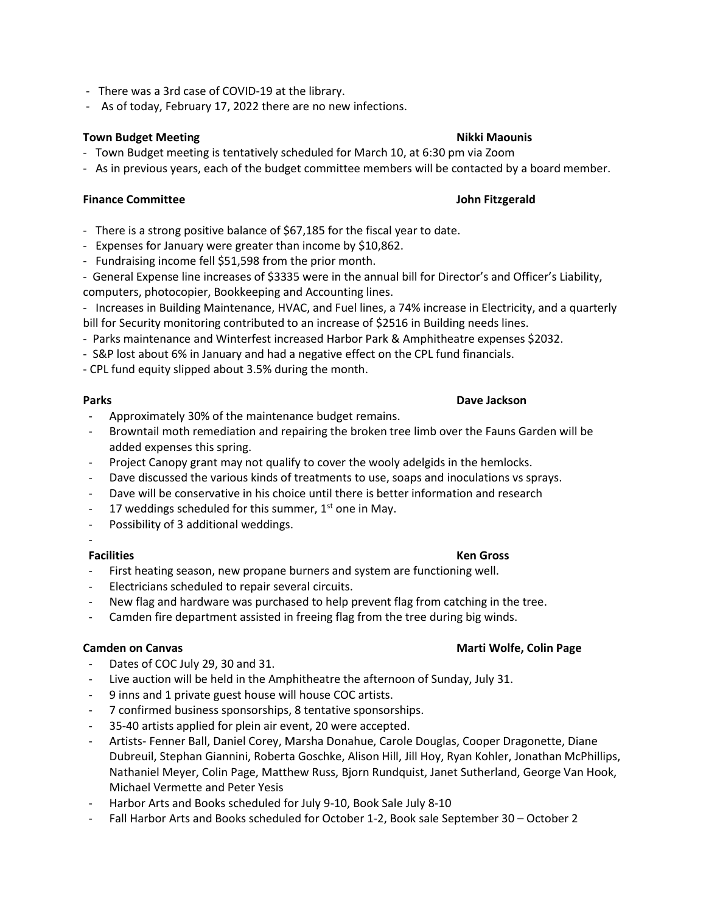- There was a 3rd case of COVID-19 at the library.
- As of today, February 17, 2022 there are no new infections.

**Town Budget Meeting** **Nikki Maounis**

- Town Budget meeting is tentatively scheduled for March 10, at 6:30 pm via Zoom
- As in previous years, each of the budget committee members will be contacted by a board member.

**Finance Committee** **John Fitzgerald**

- There is a strong positive balance of $67,185 for the fiscal year to date.
- Expenses for January were greater than income by $10,862.
- Fundraising income fell $51,598 from the prior month.
- General Expense line increases of $3335 were in the annual bill for Director's and Officer's Liability, computers, photocopier, Bookkeeping and Accounting lines.
- Increases in Building Maintenance, HVAC, and Fuel lines, a 74% increase in Electricity, and a quarterly bill for Security monitoring contributed to an increase of $2516 in Building needs lines.
- Parks maintenance and Winterfest increased Harbor Park & Amphitheatre expenses $2032.
- S&P lost about 6% in January and had a negative effect on the CPL fund financials.
- CPL fund equity slipped about 3.5% during the month.

**Parks** **Dave Jackson**

- Approximately 30% of the maintenance budget remains.
- Browntail moth remediation and repairing the broken tree limb over the Fauns Garden will be added expenses this spring.
- Project Canopy grant may not qualify to cover the wooly adelgids in the hemlocks.
- Dave discussed the various kinds of treatments to use, soaps and inoculations vs sprays.
- Dave will be conservative in his choice until there is better information and research
- 17 weddings scheduled for this summer, 1st one in May.
- Possibility of 3 additional weddings.
-

**Facilities** **Ken Gross**

- First heating season, new propane burners and system are functioning well.
- Electricians scheduled to repair several circuits.
- New flag and hardware was purchased to help prevent flag from catching in the tree.
- Camden fire department assisted in freeing flag from the tree during big winds.

**Camden on Canvas** **Marti Wolfe, Colin Page**

- Dates of COC July 29, 30 and 31.
- Live auction will be held in the Amphitheatre the afternoon of Sunday, July 31.
- 9 inns and 1 private guest house will house COC artists.
- 7 confirmed business sponsorships, 8 tentative sponsorships.
- 35-40 artists applied for plein air event, 20 were accepted.
- Artists- Fenner Ball, Daniel Corey, Marsha Donahue, Carole Douglas, Cooper Dragonette, Diane Dubreuil, Stephan Giannini, Roberta Goschke, Alison Hill, Jill Hoy, Ryan Kohler, Jonathan McPhillips, Nathaniel Meyer, Colin Page, Matthew Russ, Bjorn Rundquist, Janet Sutherland, George Van Hook, Michael Vermette and Peter Yesis
- Harbor Arts and Books scheduled for July 9-10, Book Sale July 8-10
- Fall Harbor Arts and Books scheduled for October 1-2, Book sale September 30 – October 2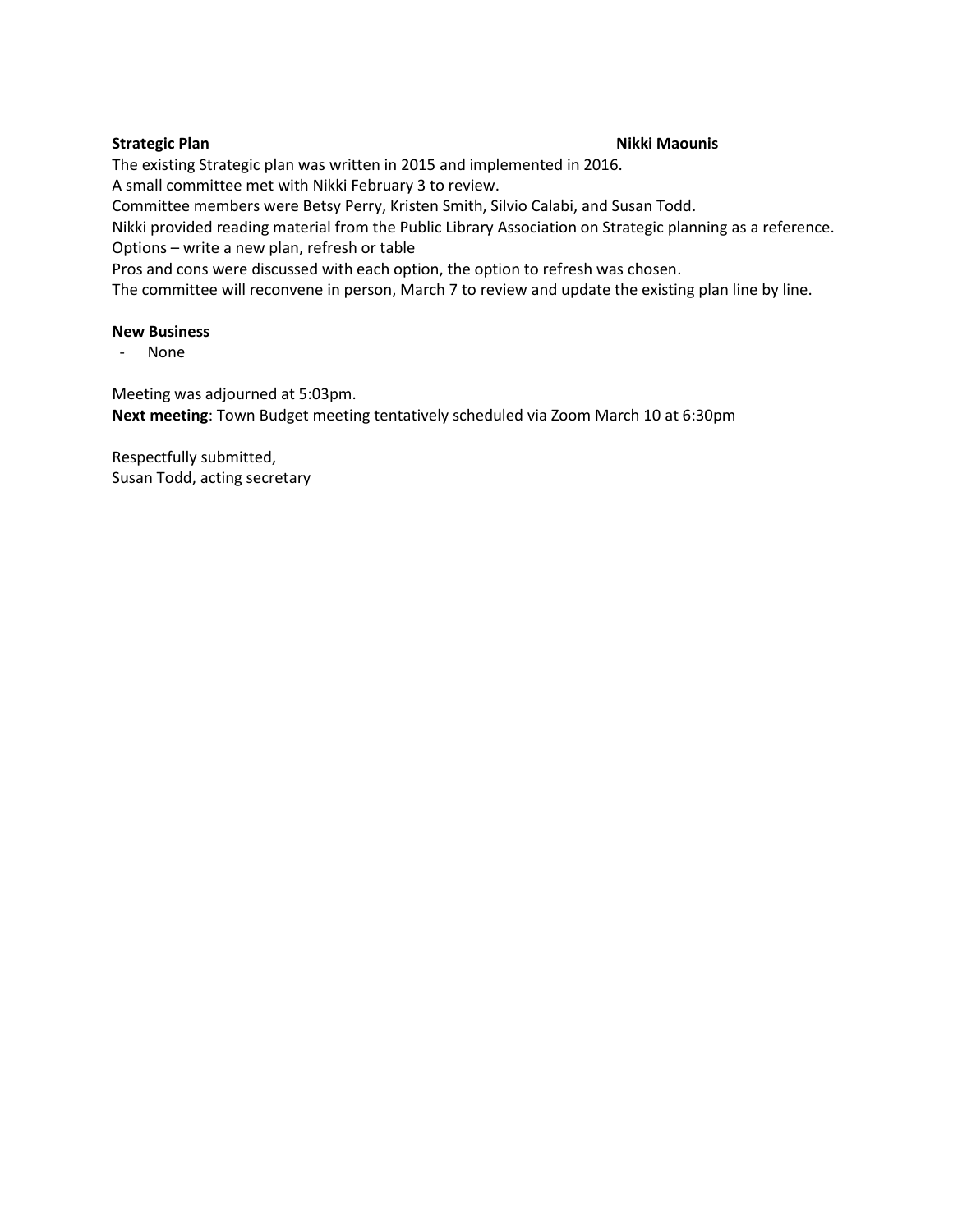**Strategic Plan** **Nikki Maounis**

The existing Strategic plan was written in 2015 and implemented in 2016.
A small committee met with Nikki February 3 to review.
Committee members were Betsy Perry, Kristen Smith, Silvio Calabi, and Susan Todd.
Nikki provided reading material from the Public Library Association on Strategic planning as a reference.
Options – write a new plan, refresh or table
Pros and cons were discussed with each option, the option to refresh was chosen.
The committee will reconvene in person, March 7 to review and update the existing plan line by line.

**New Business**

- None

Meeting was adjourned at 5:03pm.
**Next meeting**: Town Budget meeting tentatively scheduled via Zoom March 10 at 6:30pm

Respectfully submitted,
Susan Todd, acting secretary